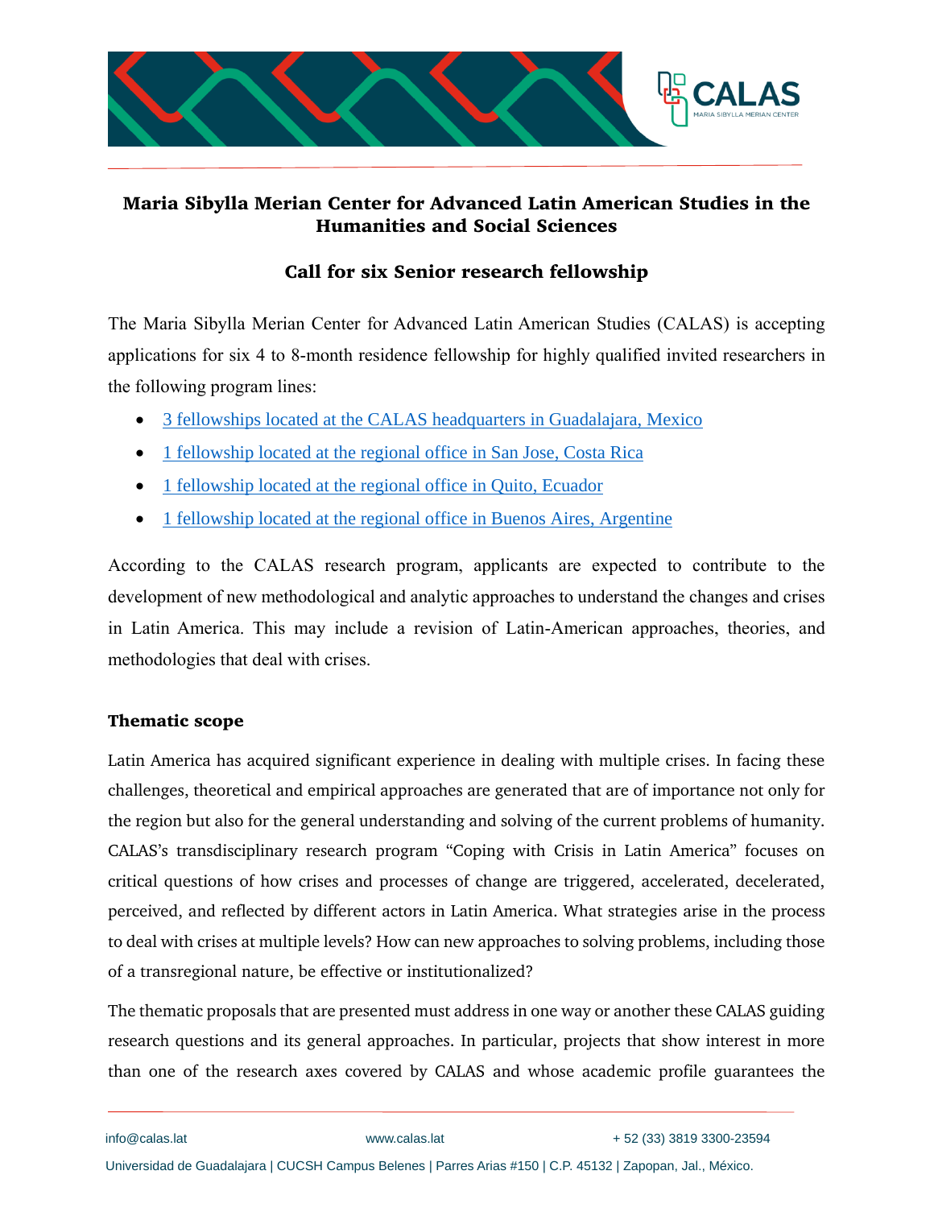# Maria Sibylla Merian Center for Advanced Latin American Studies in the Humanities and Social Sciences

## Call for six Senior research fellowship

The Maria Sibylla Merian Center for Advanced Latin American Studies (CALAS) is accepting applications for six 4 to 8-month residence fellowship for highly qualified invited researchers in the following program lines:

- 3 fellowships located at the CALAS headquarters in Guadalajara, Mexico
- 1 fellowship located at the regional office in San Jose, Costa Rica
- 1 fellowship located at the regional office in Quito, Ecuador
- 1 fellowship located at the regional office in Buenos Aires, Argentine

According to the CALAS research program, applicants are expected to contribute to the development of new methodological and analytic approaches to understand the changes and crises in Latin America. This may include a revision of Latin-American approaches, theories, and methodologies that deal with crises.

### Thematic scope

Latin America has acquired significant experience in dealing with multiple crises. In facing these challenges, theoretical and empirical approaches are generated that are of importance not only for the region but also for the general understanding and solving of the current problems of humanity. CALAS's transdisciplinary research program "Coping with Crisis in Latin America" focuses on critical questions of how crises and processes of change are triggered, accelerated, decelerated, perceived, and reflected by different actors in Latin America. What strategies arise in the process to deal with crises at multiple levels? How can new approaches to solving problems, including those of a transregional nature, be effective or institutionalized?

The thematic proposals that are presented must address in one way or another these CALAS guiding research questions and its general approaches. In particular, projects that show interest in more than one of the research axes covered by CALAS and whose academic profile guarantees the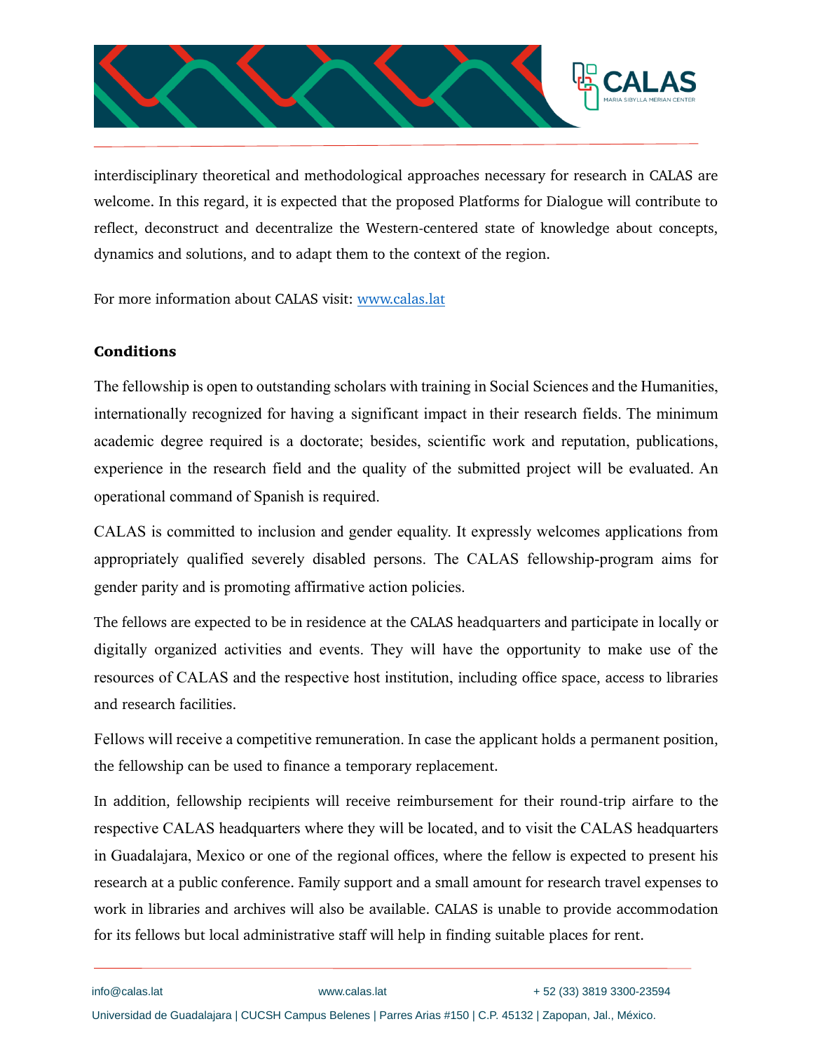interdisciplinary theoretical and methodological approaches necessary for research in CALAS are welcome. In this regard, it is expected that the proposed Platforms for Dialogue will contribute to reflect, deconstruct and decentralize the Western-centered state of knowledge about concepts, dynamics and solutions, and to adapt them to the context of the region.

For more information about CALAS visit: [www.calas.lat](www.calas.lat)

**Conditions**

The fellowship is open to outstanding scholars with training in Social Sciences and the Humanities, internationally recognized for having a significant impact in their research fields. The minimum academic degree required is a doctorate; besides, scientific work and reputation, publications, experience in the research field and the quality of the submitted project will be evaluated. An operational command of Spanish is required.

CALAS is committed to inclusion and gender equality. It expressly welcomes applications from appropriately qualified severely disabled persons. The CALAS fellowship-program aims for gender parity and is promoting affirmative action policies.

The fellows are expected to be in residence at the CALAS headquarters and participate in locally or digitally organized activities and events. They will have the opportunity to make use of the resources of CALAS and the respective host institution, including office space, access to libraries and research facilities.

Fellows will receive a competitive remuneration. In case the applicant holds a permanent position, the fellowship can be used to finance a temporary replacement.

In addition, fellowship recipients will receive reimbursement for their round-trip airfare to the respective CALAS headquarters where they will be located, and to visit the CALAS headquarters in Guadalajara, Mexico or one of the regional offices, where the fellow is expected to present his research at a public conference. Family support and a small amount for research travel expenses to work in libraries and archives will also be available. CALAS is unable to provide accommodation for its fellows but local administrative staff will help in finding suitable places for rent.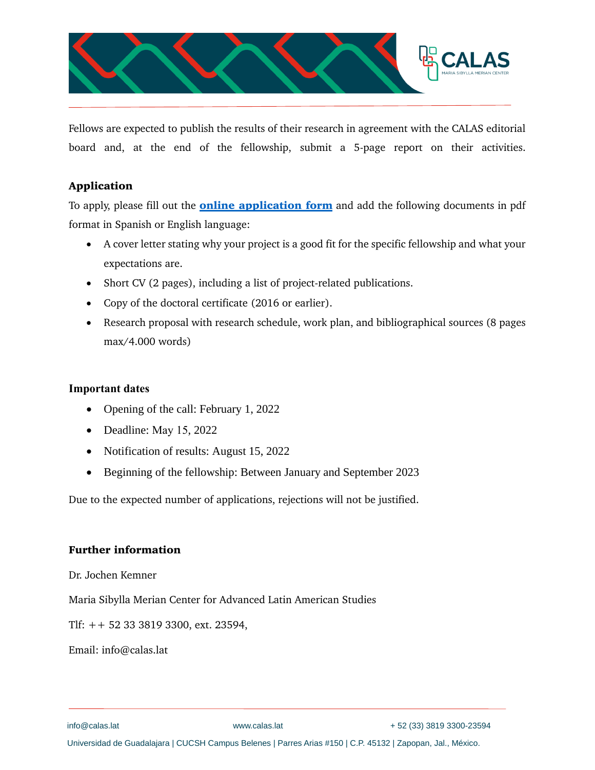Fellows are expected to publish the results of their research in agreement with the CALAS editorial board and, at the end of the fellowship, submit a 5-page report on their activities.

## Application

To apply, please fill out the **online application form** and add the following documents in pdf format in Spanish or English language:

- A cover letter stating why your project is a good fit for the specific fellowship and what your expectations are.
- Short CV (2 pages), including a list of project-related publications.
- Copy of the doctoral certificate (2016 or earlier).
- Research proposal with research schedule, work plan, and bibliographical sources (8 pages max/4.000 words)

## Important dates

- Opening of the call: February 1, 2022
- Deadline: May 15, 2022
- Notification of results: August 15, 2022
- Beginning of the fellowship: Between January and September 2023

Due to the expected number of applications, rejections will not be justified.

## Further information

Dr. Jochen Kemner

Maria Sibylla Merian Center for Advanced Latin American Studies

Tlf: ++ 52 33 3819 3300, ext. 23594,

Email: info@calas.lat